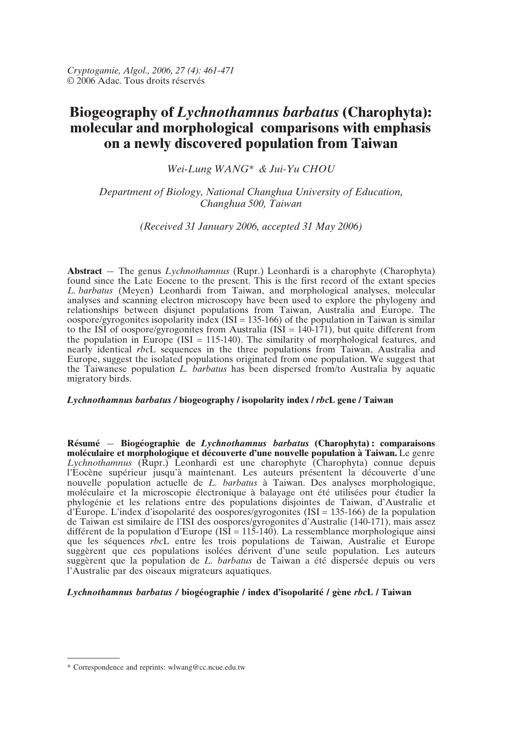*Cryptogamie, Algol., 2006, 27 (4): 461-471*
© 2006 Adac. Tous droits réservés

# Biogeography of *Lychnothamnus barbatus* (Charophyta): molecular and morphological comparisons with emphasis on a newly discovered population from Taiwan

*Wei-Lung WANG\* & Jui-Yu CHOU*

*Department of Biology, National Changhua University of Education, Changhua 500, Taiwan*

*(Received 31 January 2006, accepted 31 May 2006)*

**Abstract** — The genus *Lychnothamnus* (Rupr.) Leonhardi is a charophyte (Charophyta) found since the Late Eocene to the present. This is the first record of the extant species *L. barbatus* (Meyen) Leonhardi from Taiwan, and morphological analyses, molecular analyses and scanning electron microscopy have been used to explore the phylogeny and relationships between disjunct populations from Taiwan, Australia and Europe. The oospore/gyrogonites isopolarity index (ISI = 135-166) of the population in Taiwan is similar to the ISI of oospore/gyrogonites from Australia (ISI = 140-171), but quite different from the population in Europe (ISI = 115-140). The similarity of morphological features, and nearly identical *rbc*L sequences in the three populations from Taiwan, Australia and Europe, suggest the isolated populations originated from one population. We suggest that the Taiwanese population *L. barbatus* has been dispersed from/to Australia by aquatic migratory birds.

***Lychnothamnus barbatus* / biogeography / isopolarity index / *rbc*L gene / Taiwan**

**Résumé** — **Biogéographie de *Lychnothamnus barbatus* (Charophyta) : comparaisons moléculaire et morphologique et découverte d'une nouvelle population à Taiwan.** Le genre *Lychnothamnus* (Rupr.) Leonhardi est une charophyte (Charophyta) connue depuis l'Eocène supérieur jusqu'à maintenant. Les auteurs présentent la découverte d'une nouvelle population actuelle de *L. barbatus* à Taiwan. Des analyses morphologique, moléculaire et la microscopie électronique à balayage ont été utilisées pour étudier la phylogénie et les relations entre des populations disjointes de Taiwan, d'Australie et d'Europe. L'index d'isopolarité des oospores/gyrogonites (ISI = 135-166) de la population de Taiwan est similaire de l'ISI des oospores/gyrogonites d'Australie (140-171), mais assez différent de la population d'Europe (ISI = 115-140). La ressemblance morphologique ainsi que les séquences *rbc*L entre les trois populations de Taiwan, Australie et Europe suggèrent que ces populations isolées dérivent d'une seule population. Les auteurs suggèrent que la population de *L. barbatus* de Taiwan a été dispersée depuis ou vers l'Australie par des oiseaux migrateurs aquatiques.

***Lychnothamnus barbatus* / biogéographie / index d'isopolarité / gène *rbc*L / Taiwan**

---

\* Correspondence and reprints: wlwang@cc.ncue.edu.tw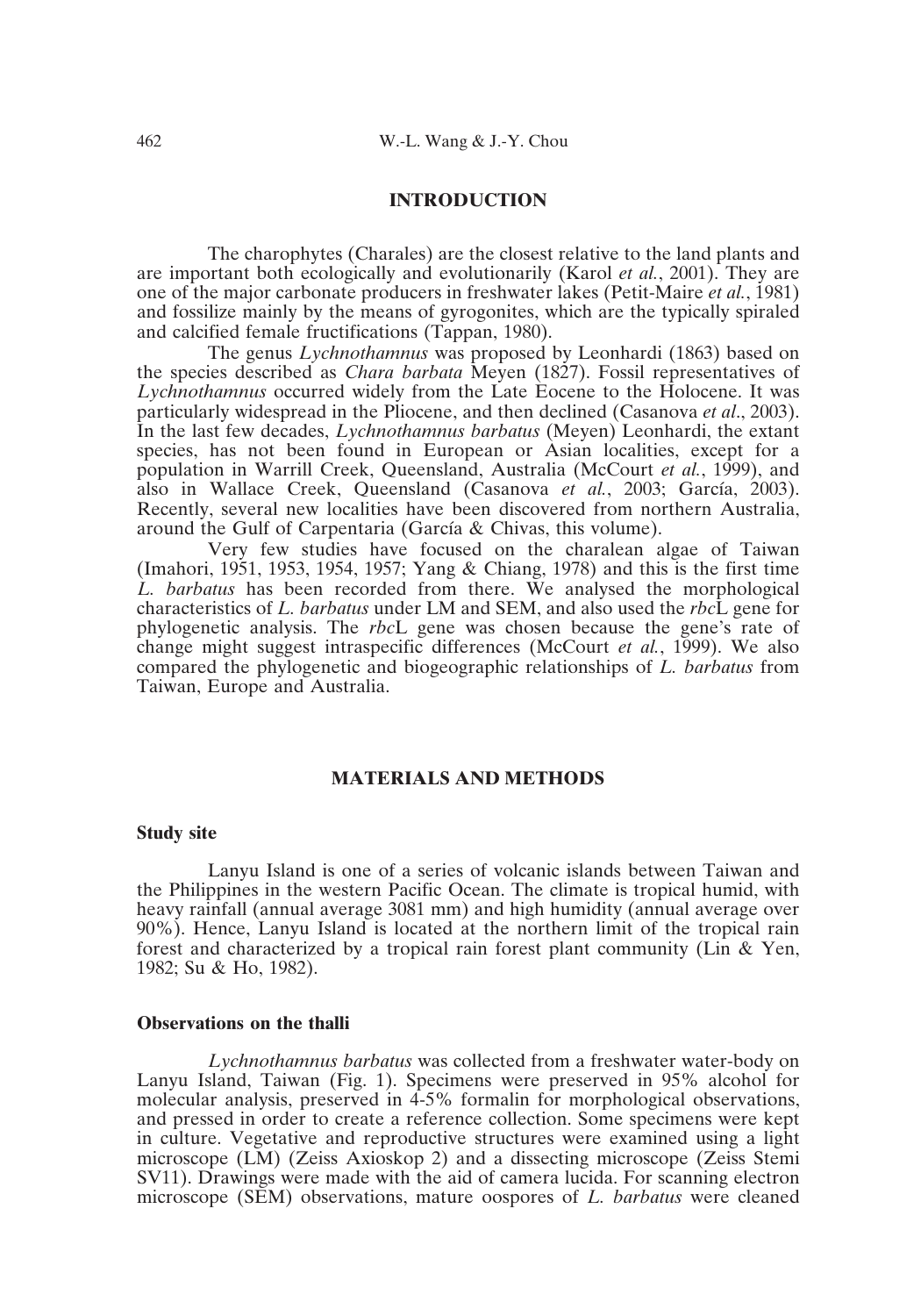## INTRODUCTION

The charophytes (Charales) are the closest relative to the land plants and are important both ecologically and evolutionarily (Karol *et al.*, 2001). They are one of the major carbonate producers in freshwater lakes (Petit-Maire *et al.*, 1981) and fossilize mainly by the means of gyrogonites, which are the typically spiraled and calcified female fructifications (Tappan, 1980).

The genus *Lychnothamnus* was proposed by Leonhardi (1863) based on the species described as *Chara barbata* Meyen (1827). Fossil representatives of *Lychnothamnus* occurred widely from the Late Eocene to the Holocene. It was particularly widespread in the Pliocene, and then declined (Casanova *et al*., 2003). In the last few decades, *Lychnothamnus barbatus* (Meyen) Leonhardi, the extant species, has not been found in European or Asian localities, except for a population in Warrill Creek, Queensland, Australia (McCourt *et al.*, 1999), and also in Wallace Creek, Queensland (Casanova *et al.*, 2003; García, 2003). Recently, several new localities have been discovered from northern Australia, around the Gulf of Carpentaria (García & Chivas, this volume).

Very few studies have focused on the charalean algae of Taiwan (Imahori, 1951, 1953, 1954, 1957; Yang & Chiang, 1978) and this is the first time *L. barbatus* has been recorded from there. We analysed the morphological characteristics of *L. barbatus* under LM and SEM, and also used the *rbc*L gene for phylogenetic analysis. The *rbc*L gene was chosen because the gene's rate of change might suggest intraspecific differences (McCourt *et al.*, 1999). We also compared the phylogenetic and biogeographic relationships of *L. barbatus* from Taiwan, Europe and Australia.

## MATERIALS AND METHODS

### Study site

Lanyu Island is one of a series of volcanic islands between Taiwan and the Philippines in the western Pacific Ocean. The climate is tropical humid, with heavy rainfall (annual average 3081 mm) and high humidity (annual average over 90%). Hence, Lanyu Island is located at the northern limit of the tropical rain forest and characterized by a tropical rain forest plant community (Lin & Yen, 1982; Su & Ho, 1982).

### Observations on the thalli

*Lychnothamnus barbatus* was collected from a freshwater water-body on Lanyu Island, Taiwan (Fig. 1). Specimens were preserved in 95% alcohol for molecular analysis, preserved in 4-5% formalin for morphological observations, and pressed in order to create a reference collection. Some specimens were kept in culture. Vegetative and reproductive structures were examined using a light microscope (LM) (Zeiss Axioskop 2) and a dissecting microscope (Zeiss Stemi SV11). Drawings were made with the aid of camera lucida. For scanning electron microscope (SEM) observations, mature oospores of *L. barbatus* were cleaned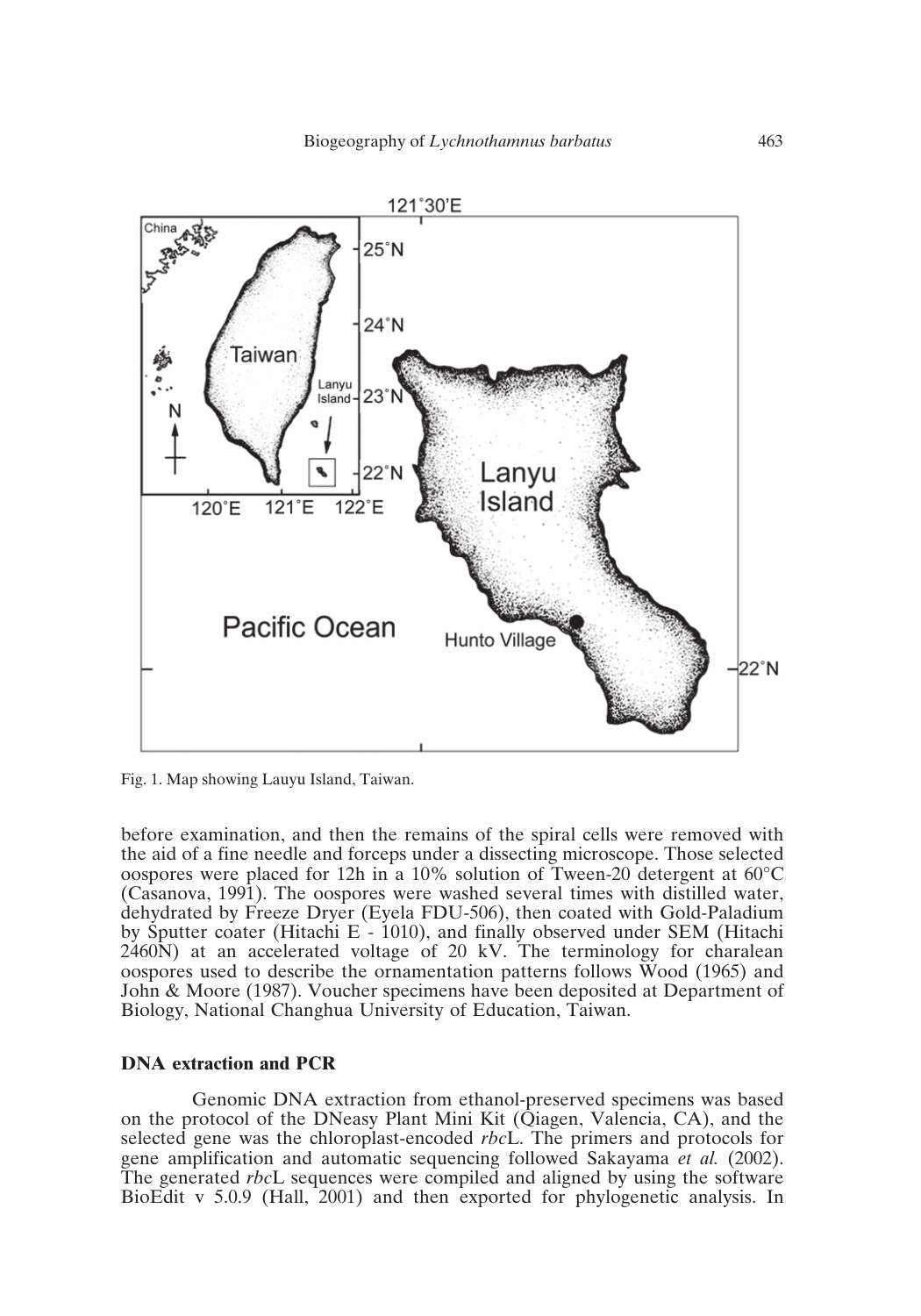Fig. 1. Map showing Lauyu Island, Taiwan.

before examination, and then the remains of the spiral cells were removed with the aid of a fine needle and forceps under a dissecting microscope. Those selected oospores were placed for 12h in a 10% solution of Tween-20 detergent at 60°C (Casanova, 1991). The oospores were washed several times with distilled water, dehydrated by Freeze Dryer (Eyela FDU-506), then coated with Gold-Paladium by Sputter coater (Hitachi E - 1010), and finally observed under SEM (Hitachi 2460N) at an accelerated voltage of 20 kV. The terminology for charalean oospores used to describe the ornamentation patterns follows Wood (1965) and John & Moore (1987). Voucher specimens have been deposited at Department of Biology, National Changhua University of Education, Taiwan.

### DNA extraction and PCR

Genomic DNA extraction from ethanol-preserved specimens was based on the protocol of the DNeasy Plant Mini Kit (Qiagen, Valencia, CA), and the selected gene was the chloroplast-encoded *rbc*L. The primers and protocols for gene amplification and automatic sequencing followed Sakayama *et al.* (2002). The generated *rbc*L sequences were compiled and aligned by using the software BioEdit v 5.0.9 (Hall, 2001) and then exported for phylogenetic analysis. In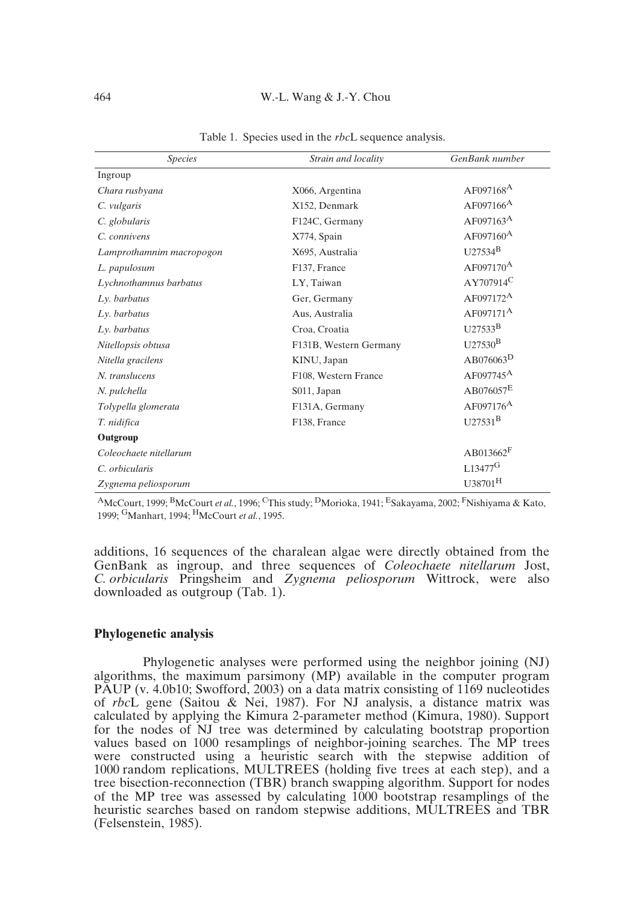Table 1. Species used in the *rbc*L sequence analysis.

| *Species* | *Strain and locality* | *GenBank number* |
|---|---|---|
| Ingroup | | |
| *Chara rusbyana* | X066, Argentina | AF097168[A] |
| *C. vulgaris* | X152, Denmark | AF097166[A] |
| *C. globularis* | F124C, Germany | AF097163[A] |
| *C. connivens* | X774, Spain | AF097160[A] |
| *Lamprothamnim macropogon* | X695, Australia | U27534[B] |
| *L. papulosum* | F137, France | AF097170[A] |
| *Lychnothamnus barbatus* | LY, Taiwan | AY707914[C] |
| *Ly. barbatus* | Ger, Germany | AF097172[A] |
| *Ly. barbatus* | Aus, Australia | AF097171[A] |
| *Ly. barbatus* | Croa, Croatia | U27533[B] |
| *Nitellopsis obtusa* | F131B, Western Germany | U27530[B] |
| *Nitella gracilens* | KINU, Japan | AB076063[D] |
| *N. translucens* | F108, Western France | AF097745[A] |
| *N. pulchella* | S011, Japan | AB076057[E] |
| *Tolypella glomerata* | F131A, Germany | AF097176[A] |
| *T. nidifica* | F138, France | U27531[B] |
| **Outgroup** | | |
| *Coleochaete nitellarum* | | AB013662[F] |
| *C. orbicularis* | | L13477[G] |
| *Zygnema peliosporum* | | U38701[H] |

[A]McCourt, 1999; [B]McCourt *et al.*, 1996; [C]This study; [D]Morioka, 1941; [E]Sakayama, 2002; [F]Nishiyama & Kato, 1999; [G]Manhart, 1994; [H]McCourt *et al.*, 1995.

additions, 16 sequences of the charalean algae were directly obtained from the GenBank as ingroup, and three sequences of *Coleochaete nitellarum* Jost, *C. orbicularis* Pringsheim and *Zygnema peliosporum* Wittrock, were also downloaded as outgroup (Tab. 1).

## Phylogenetic analysis

Phylogenetic analyses were performed using the neighbor joining (NJ) algorithms, the maximum parsimony (MP) available in the computer program PAUP (v. 4.0b10; Swofford, 2003) on a data matrix consisting of 1169 nucleotides of *rbc*L gene (Saitou & Nei, 1987). For NJ analysis, a distance matrix was calculated by applying the Kimura 2-parameter method (Kimura, 1980). Support for the nodes of NJ tree was determined by calculating bootstrap proportion values based on 1000 resamplings of neighbor-joining searches. The MP trees were constructed using a heuristic search with the stepwise addition of 1000 random replications, MULTREES (holding five trees at each step), and a tree bisection-reconnection (TBR) branch swapping algorithm. Support for nodes of the MP tree was assessed by calculating 1000 bootstrap resamplings of the heuristic searches based on random stepwise additions, MULTREES and TBR (Felsenstein, 1985).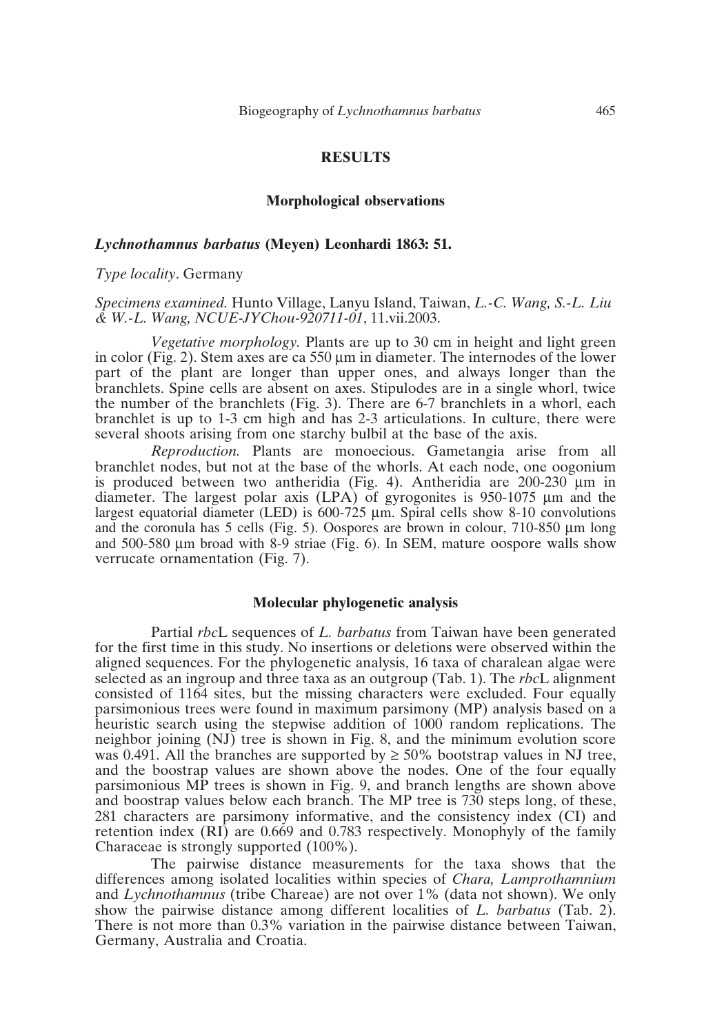## RESULTS

### Morphological observations

#### *Lychnothamnus barbatus* (Meyen) Leonhardi 1863: 51.

*Type locality*. Germany

*Specimens examined.* Hunto Village, Lanyu Island, Taiwan, *L.-C. Wang, S.-L. Liu & W.-L. Wang, NCUE-JYChou-920711-01*, 11.vii.2003.

*Vegetative morphology.* Plants are up to 30 cm in height and light green in color (Fig. 2). Stem axes are ca 550 µm in diameter. The internodes of the lower part of the plant are longer than upper ones, and always longer than the branchlets. Spine cells are absent on axes. Stipulodes are in a single whorl, twice the number of the branchlets (Fig. 3). There are 6-7 branchlets in a whorl, each branchlet is up to 1-3 cm high and has 2-3 articulations. In culture, there were several shoots arising from one starchy bulbil at the base of the axis.

*Reproduction.* Plants are monoecious. Gametangia arise from all branchlet nodes, but not at the base of the whorls. At each node, one oogonium is produced between two antheridia (Fig. 4). Antheridia are 200-230 µm in diameter. The largest polar axis (LPA) of gyrogonites is 950-1075 µm and the largest equatorial diameter (LED) is 600-725 µm. Spiral cells show 8-10 convolutions and the coronula has 5 cells (Fig. 5). Oospores are brown in colour, 710-850 µm long and 500-580 µm broad with 8-9 striae (Fig. 6). In SEM, mature oospore walls show verrucate ornamentation (Fig. 7).

### Molecular phylogenetic analysis

Partial *rbc*L sequences of *L. barbatus* from Taiwan have been generated for the first time in this study. No insertions or deletions were observed within the aligned sequences. For the phylogenetic analysis, 16 taxa of charalean algae were selected as an ingroup and three taxa as an outgroup (Tab. 1). The *rbc*L alignment consisted of 1164 sites, but the missing characters were excluded. Four equally parsimonious trees were found in maximum parsimony (MP) analysis based on a heuristic search using the stepwise addition of 1000 random replications. The neighbor joining (NJ) tree is shown in Fig. 8, and the minimum evolution score was 0.491. All the branches are supported by ≥ 50% bootstrap values in NJ tree, and the boostrap values are shown above the nodes. One of the four equally parsimonious MP trees is shown in Fig. 9, and branch lengths are shown above and boostrap values below each branch. The MP tree is 730 steps long, of these, 281 characters are parsimony informative, and the consistency index (CI) and retention index (RI) are 0.669 and 0.783 respectively. Monophyly of the family Characeae is strongly supported (100%).

The pairwise distance measurements for the taxa shows that the differences among isolated localities within species of *Chara, Lamprothamnium* and *Lychnothamnus* (tribe Chareae) are not over 1% (data not shown). We only show the pairwise distance among different localities of *L. barbatus* (Tab. 2). There is not more than 0.3% variation in the pairwise distance between Taiwan, Germany, Australia and Croatia.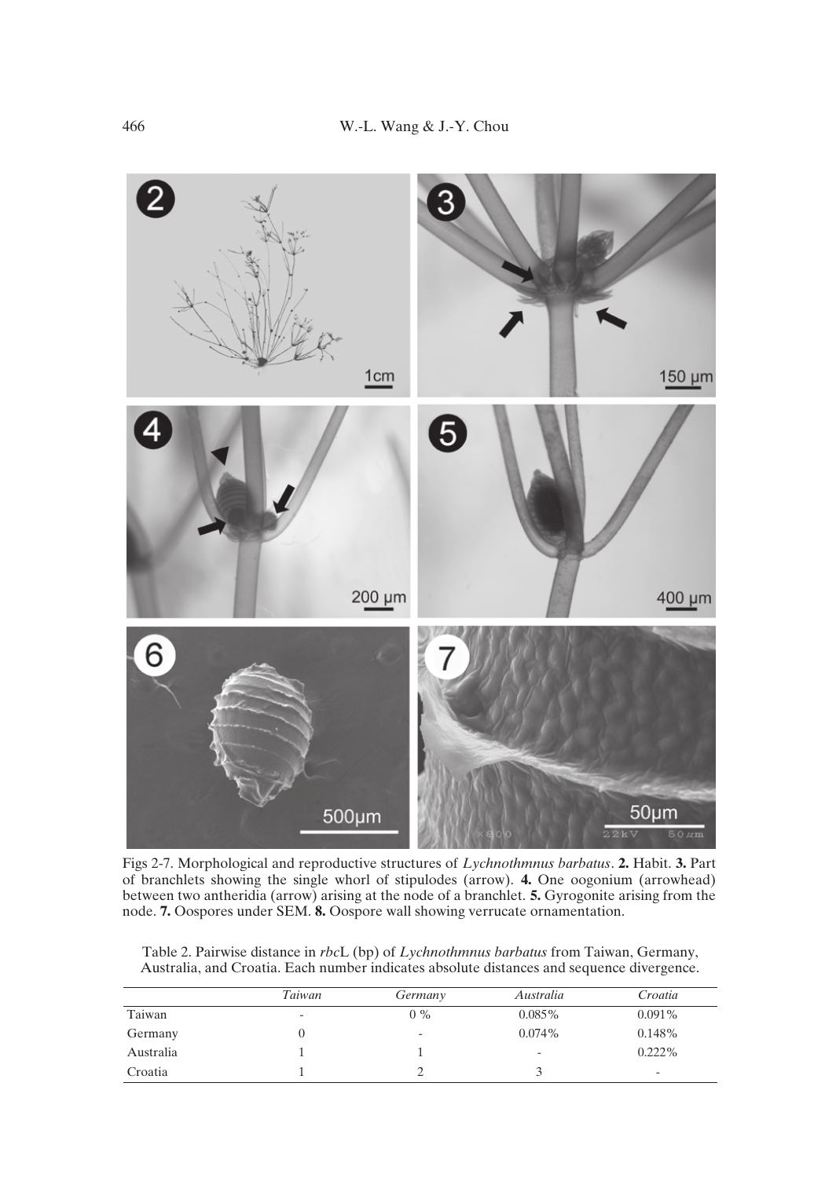Figs 2-7. Morphological and reproductive structures of *Lychnothmnus barbatus*. **2.** Habit. **3.** Part of branchlets showing the single whorl of stipulodes (arrow). **4.** One oogonium (arrowhead) between two antheridia (arrow) arising at the node of a branchlet. **5.** Gyrogonite arising from the node. **7.** Oospores under SEM. **8.** Oospore wall showing verrucate ornamentation.

Table 2. Pairwise distance in *rbc*L (bp) of *Lychnothmnus barbatus* from Taiwan, Germany, Australia, and Croatia. Each number indicates absolute distances and sequence divergence.

| | *Taiwan* | *Germany* | *Australia* | *Croatia* |
|---|---|---|---|---|
| Taiwan | - | 0 % | 0.085% | 0.091% |
| Germany | 0 | - | 0.074% | 0.148% |
| Australia | 1 | 1 | - | 0.222% |
| Croatia | 1 | 2 | 3 | - |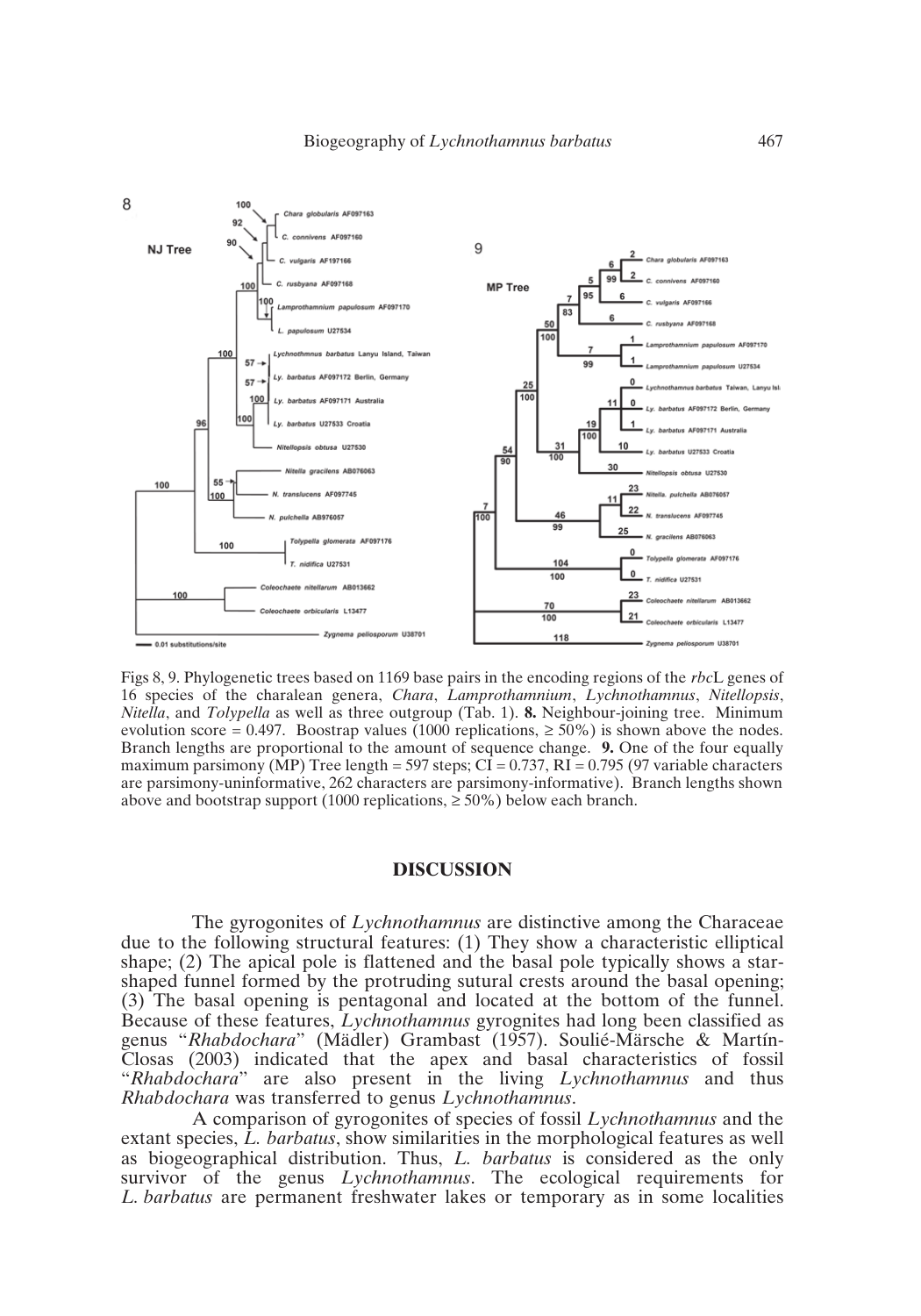Figs 8, 9. Phylogenetic trees based on 1169 base pairs in the encoding regions of the *rbc*L genes of 16 species of the charalean genera, *Chara*, *Lamprothamnium*, *Lychnothamnus*, *Nitellopsis*, *Nitella*, and *Tolypella* as well as three outgroup (Tab. 1). **8.** Neighbour-joining tree. Minimum evolution score = 0.497. Boostrap values (1000 replications, ≥ 50%) is shown above the nodes. Branch lengths are proportional to the amount of sequence change. **9.** One of the four equally maximum parsimony (MP) Tree length = 597 steps; CI = 0.737, RI = 0.795 (97 variable characters are parsimony-uninformative, 262 characters are parsimony-informative). Branch lengths shown above and bootstrap support (1000 replications, ≥ 50%) below each branch.

## DISCUSSION

The gyrogonites of *Lychnothamnus* are distinctive among the Characeae due to the following structural features: (1) They show a characteristic elliptical shape; (2) The apical pole is flattened and the basal pole typically shows a star-shaped funnel formed by the protruding sutural crests around the basal opening; (3) The basal opening is pentagonal and located at the bottom of the funnel. Because of these features, *Lychnothamnus* gyrognites had long been classified as genus "*Rhabdochara*" (Mädler) Grambast (1957). Soulié-Märsche & Martín-Closas (2003) indicated that the apex and basal characteristics of fossil "*Rhabdochara*" are also present in the living *Lychnothamnus* and thus *Rhabdochara* was transferred to genus *Lychnothamnus*.

A comparison of gyrogonites of species of fossil *Lychnothamnus* and the extant species, *L. barbatus*, show similarities in the morphological features as well as biogeographical distribution. Thus, *L. barbatus* is considered as the only survivor of the genus *Lychnothamnus*. The ecological requirements for *L. barbatus* are permanent freshwater lakes or temporary as in some localities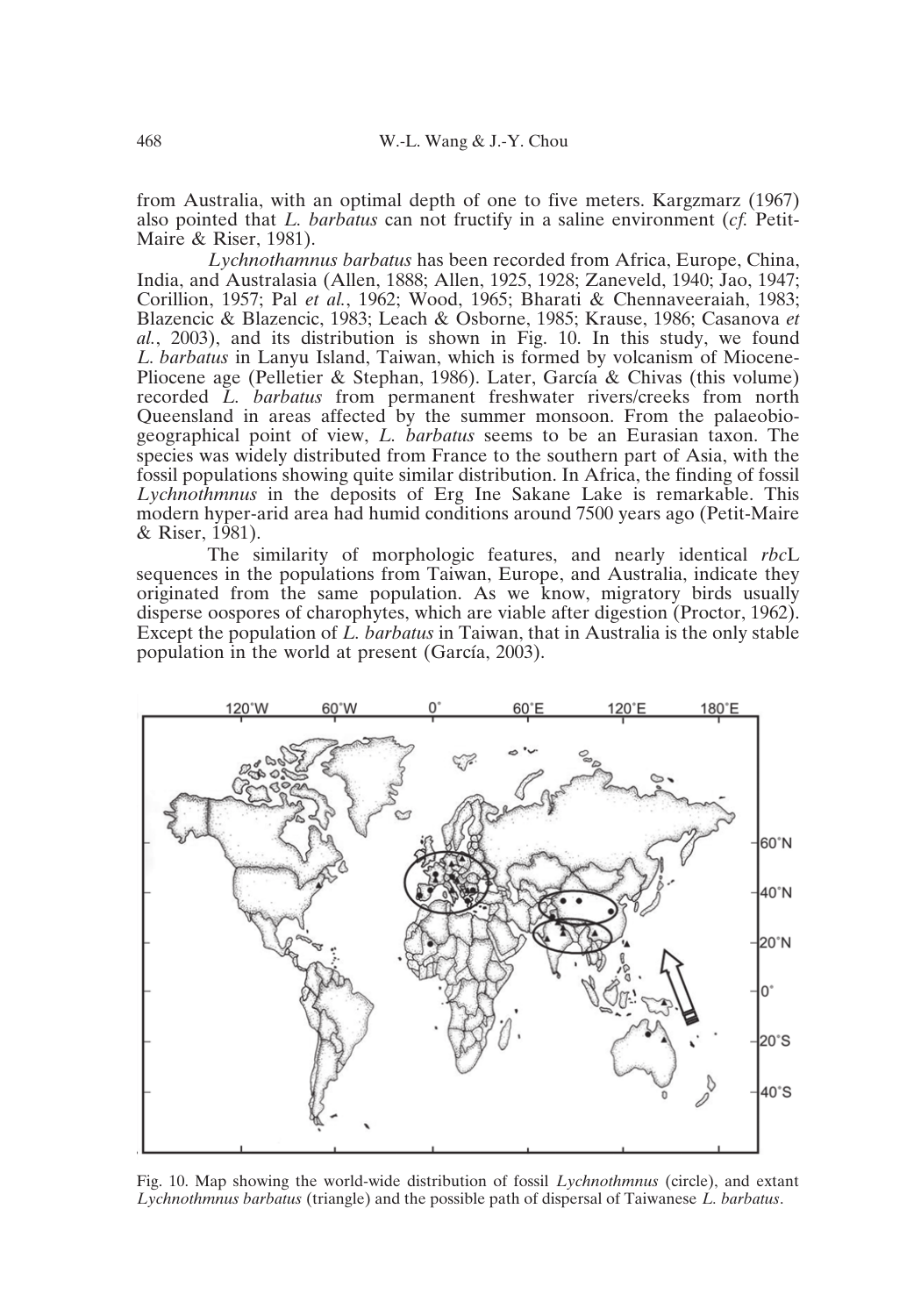from Australia, with an optimal depth of one to five meters. Kargzmarz (1967) also pointed that *L. barbatus* can not fructify in a saline environment (*cf.* Petit-Maire & Riser, 1981).

*Lychnothamnus barbatus* has been recorded from Africa, Europe, China, India, and Australasia (Allen, 1888; Allen, 1925, 1928; Zaneveld, 1940; Jao, 1947; Corillion, 1957; Pal *et al.*, 1962; Wood, 1965; Bharati & Chennaveeraiah, 1983; Blazencic & Blazencic, 1983; Leach & Osborne, 1985; Krause, 1986; Casanova *et al.*, 2003), and its distribution is shown in Fig. 10. In this study, we found *L. barbatus* in Lanyu Island, Taiwan, which is formed by volcanism of Miocene-Pliocene age (Pelletier & Stephan, 1986). Later, García & Chivas (this volume) recorded *L. barbatus* from permanent freshwater rivers/creeks from north Queensland in areas affected by the summer monsoon. From the palaeobiogeographical point of view, *L. barbatus* seems to be an Eurasian taxon. The species was widely distributed from France to the southern part of Asia, with the fossil populations showing quite similar distribution. In Africa, the finding of fossil *Lychnothmnus* in the deposits of Erg Ine Sakane Lake is remarkable. This modern hyper-arid area had humid conditions around 7500 years ago (Petit-Maire & Riser, 1981).

The similarity of morphologic features, and nearly identical *rbc*L sequences in the populations from Taiwan, Europe, and Australia, indicate they originated from the same population. As we know, migratory birds usually disperse oospores of charophytes, which are viable after digestion (Proctor, 1962). Except the population of *L. barbatus* in Taiwan, that in Australia is the only stable population in the world at present (García, 2003).

Fig. 10. Map showing the world-wide distribution of fossil *Lychnothmnus* (circle), and extant *Lychnothmnus barbatus* (triangle) and the possible path of dispersal of Taiwanese *L. barbatus*.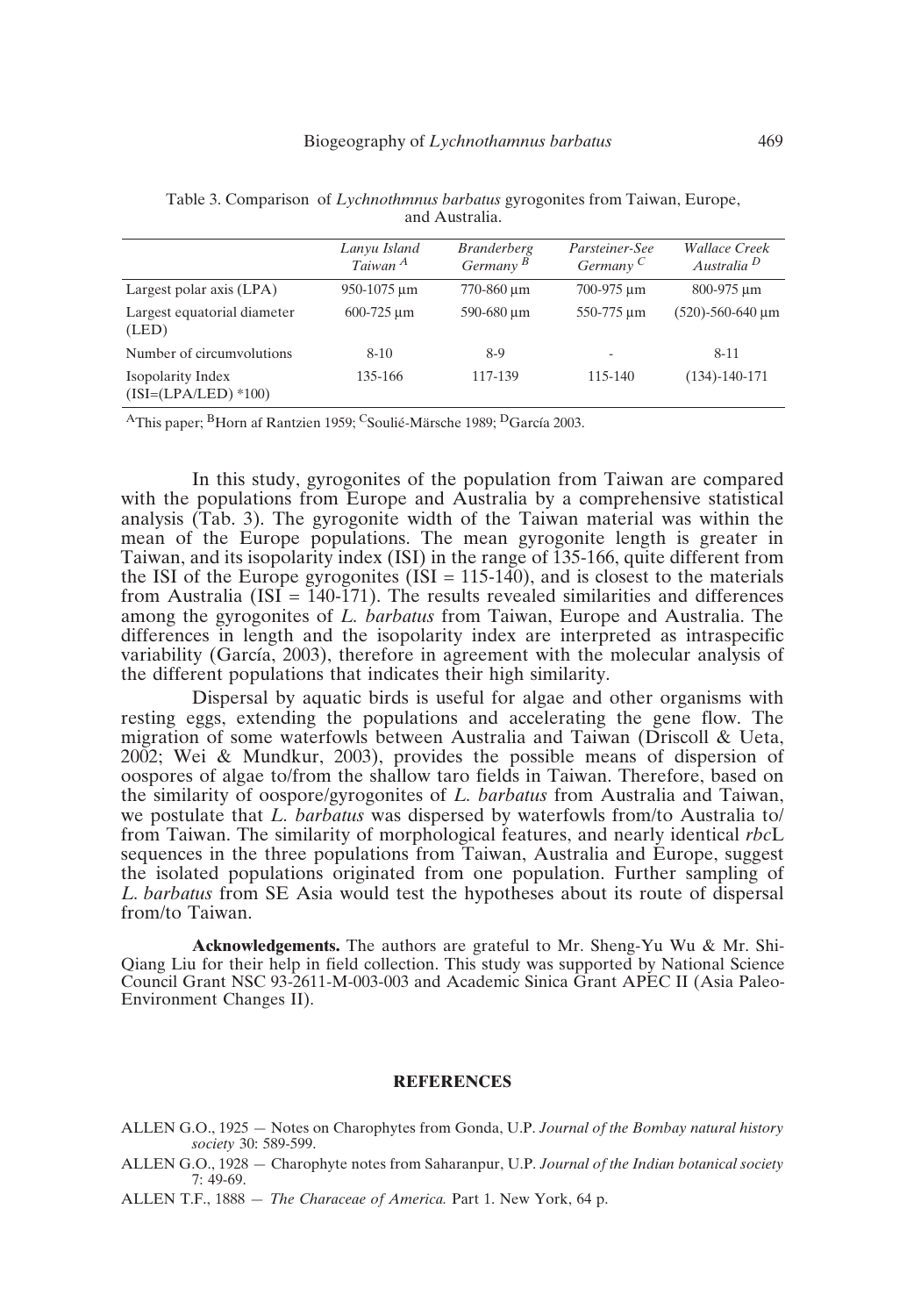Table 3. Comparison of *Lychnothmnus barbatus* gyrogonites from Taiwan, Europe, and Australia.

| | *Lanyu Island Taiwan* [A] | *Branderberg Germany* [B] | *Parsteiner-See Germany* [C] | *Wallace Creek Australia* [D] |
|---|---|---|---|---|
| Largest polar axis (LPA) | 950-1075 µm | 770-860 µm | 700-975 µm | 800-975 µm |
| Largest equatorial diameter (LED) | 600-725 µm | 590-680 µm | 550-775 µm | (520)-560-640 µm |
| Number of circumvolutions | 8-10 | 8-9 | - | 8-11 |
| Isopolarity Index (ISI=(LPA/LED) *100) | 135-166 | 117-139 | 115-140 | (134)-140-171 |

[A]This paper; [B]Horn af Rantzien 1959; [C]Soulié-Märsche 1989; [D]García 2003.

In this study, gyrogonites of the population from Taiwan are compared with the populations from Europe and Australia by a comprehensive statistical analysis (Tab. 3). The gyrogonite width of the Taiwan material was within the mean of the Europe populations. The mean gyrogonite length is greater in Taiwan, and its isopolarity index (ISI) in the range of 135-166, quite different from the ISI of the Europe gyrogonites (ISI = 115-140), and is closest to the materials from Australia (ISI = 140-171). The results revealed similarities and differences among the gyrogonites of *L. barbatus* from Taiwan, Europe and Australia. The differences in length and the isopolarity index are interpreted as intraspecific variability (García, 2003), therefore in agreement with the molecular analysis of the different populations that indicates their high similarity.

Dispersal by aquatic birds is useful for algae and other organisms with resting eggs, extending the populations and accelerating the gene flow. The migration of some waterfowls between Australia and Taiwan (Driscoll & Ueta, 2002; Wei & Mundkur, 2003), provides the possible means of dispersion of oospores of algae to/from the shallow taro fields in Taiwan. Therefore, based on the similarity of oospore/gyrogonites of *L. barbatus* from Australia and Taiwan, we postulate that *L. barbatus* was dispersed by waterfowls from/to Australia to/from Taiwan. The similarity of morphological features, and nearly identical *rbc*L sequences in the three populations from Taiwan, Australia and Europe, suggest the isolated populations originated from one population. Further sampling of *L. barbatus* from SE Asia would test the hypotheses about its route of dispersal from/to Taiwan.

**Acknowledgements.** The authors are grateful to Mr. Sheng-Yu Wu & Mr. Shi-Qiang Liu for their help in field collection. This study was supported by National Science Council Grant NSC 93-2611-M-003-003 and Academic Sinica Grant APEC II (Asia Paleo-Environment Changes II).

## REFERENCES

ALLEN G.O., 1925 — Notes on Charophytes from Gonda, U.P. *Journal of the Bombay natural history society* 30: 589-599.

ALLEN G.O., 1928 — Charophyte notes from Saharanpur, U.P. *Journal of the Indian botanical society* 7: 49-69.

ALLEN T.F., 1888 — *The Characeae of America.* Part 1. New York, 64 p.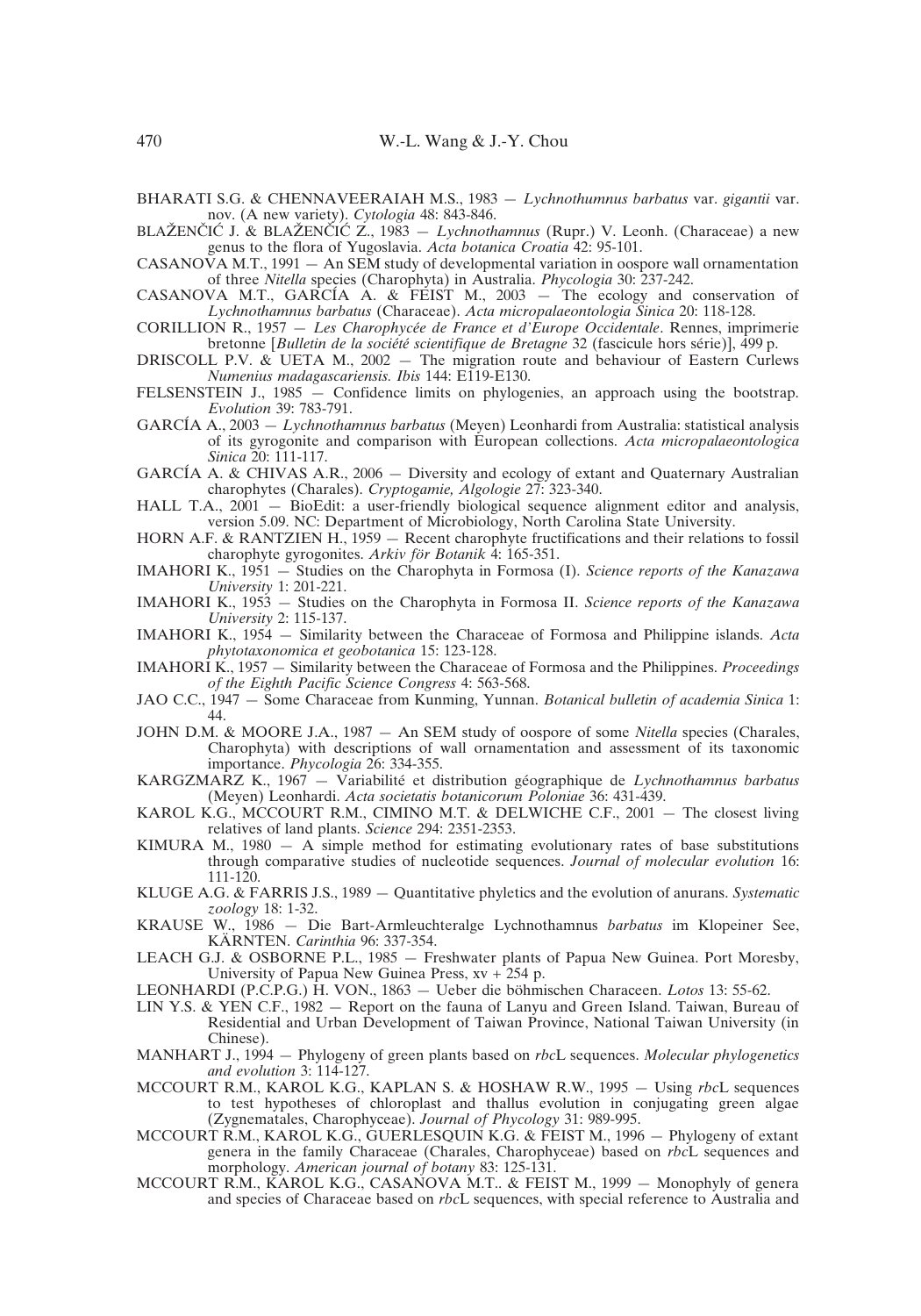BHARATI S.G. & CHENNAVEERAIAH M.S., 1983 — *Lychnothumnus barbatus* var. *gigantii* var. nov. (A new variety). *Cytologia* 48: 843-846.

BLAŽENČIĆ J. & BLAŽENČIĆ Z., 1983 — *Lychnothamnus* (Rupr.) V. Leonh. (Characeae) a new genus to the flora of Yugoslavia. *Acta botanica Croatia* 42: 95-101.

CASANOVA M.T., 1991 — An SEM study of developmental variation in oospore wall ornamentation of three *Nitella* species (Charophyta) in Australia. *Phycologia* 30: 237-242.

CASANOVA M.T., GARCÍA A. & FEIST M., 2003 — The ecology and conservation of *Lychnothamnus barbatus* (Characeae). *Acta micropalaeontologia Sinica* 20: 118-128.

CORILLION R., 1957 — *Les Charophycée de France et d'Europe Occidentale*. Rennes, imprimerie bretonne [*Bulletin de la société scientifique de Bretagne* 32 (fascicule hors série)], 499 p.

DRISCOLL P.V. & UETA M., 2002 — The migration route and behaviour of Eastern Curlews *Numenius madagascariensis. Ibis* 144: E119-E130.

FELSENSTEIN J., 1985 — Confidence limits on phylogenies, an approach using the bootstrap. *Evolution* 39: 783-791.

GARCÍA A., 2003 — *Lychnothamnus barbatus* (Meyen) Leonhardi from Australia: statistical analysis of its gyrogonite and comparison with European collections. *Acta micropalaeontologica Sinica* 20: 111-117.

GARCÍA A. & CHIVAS A.R., 2006 — Diversity and ecology of extant and Quaternary Australian charophytes (Charales). *Cryptogamie, Algologie* 27: 323-340.

HALL T.A., 2001 — BioEdit: a user-friendly biological sequence alignment editor and analysis, version 5.09. NC: Department of Microbiology, North Carolina State University.

HORN A.F. & RANTZIEN H., 1959 — Recent charophyte fructifications and their relations to fossil charophyte gyrogonites. *Arkiv för Botanik* 4: 165-351.

IMAHORI K., 1951 — Studies on the Charophyta in Formosa (I). *Science reports of the Kanazawa University* 1: 201-221.

IMAHORI K., 1953 — Studies on the Charophyta in Formosa II. *Science reports of the Kanazawa University* 2: 115-137.

IMAHORI K., 1954 — Similarity between the Characeae of Formosa and Philippine islands. *Acta phytotaxonomica et geobotanica* 15: 123-128.

IMAHORI K., 1957 — Similarity between the Characeae of Formosa and the Philippines. *Proceedings of the Eighth Pacific Science Congress* 4: 563-568.

JAO C.C., 1947 — Some Characeae from Kunming, Yunnan. *Botanical bulletin of academia Sinica* 1: 44.

JOHN D.M. & MOORE J.A., 1987 — An SEM study of oospore of some *Nitella* species (Charales, Charophyta) with descriptions of wall ornamentation and assessment of its taxonomic importance. *Phycologia* 26: 334-355.

KARGZMARZ K., 1967 — Variabilité et distribution géographique de *Lychnothamnus barbatus* (Meyen) Leonhardi. *Acta societatis botanicorum Poloniae* 36: 431-439.

KAROL K.G., MCCOURT R.M., CIMINO M.T. & DELWICHE C.F., 2001 — The closest living relatives of land plants. *Science* 294: 2351-2353.

KIMURA M., 1980 — A simple method for estimating evolutionary rates of base substitutions through comparative studies of nucleotide sequences. *Journal of molecular evolution* 16: 111-120.

KLUGE A.G. & FARRIS J.S., 1989 — Quantitative phyletics and the evolution of anurans. *Systematic zoology* 18: 1-32.

KRAUSE W., 1986 — Die Bart-Armleuchteralge Lychnothamnus *barbatus* im Klopeiner See, KÄRNTEN. *Carinthia* 96: 337-354.

LEACH G.J. & OSBORNE P.L., 1985 — Freshwater plants of Papua New Guinea. Port Moresby, University of Papua New Guinea Press, xv + 254 p.

LEONHARDI (P.C.P.G.) H. VON., 1863 — Ueber die böhmischen Characeen. *Lotos* 13: 55-62.

LIN Y.S. & YEN C.F., 1982 — Report on the fauna of Lanyu and Green Island. Taiwan, Bureau of Residential and Urban Development of Taiwan Province, National Taiwan University (in Chinese).

MANHART J., 1994 — Phylogeny of green plants based on *rbc*L sequences. *Molecular phylogenetics and evolution* 3: 114-127.

MCCOURT R.M., KAROL K.G., KAPLAN S. & HOSHAW R.W., 1995 — Using *rbc*L sequences to test hypotheses of chloroplast and thallus evolution in conjugating green algae (Zygnematales, Charophyceae). *Journal of Phycology* 31: 989-995.

MCCOURT R.M., KAROL K.G., GUERLESQUIN K.G. & FEIST M., 1996 — Phylogeny of extant genera in the family Characeae (Charales, Charophyceae) based on *rbc*L sequences and morphology. *American journal of botany* 83: 125-131.

MCCOURT R.M., KAROL K.G., CASANOVA M.T.. & FEIST M., 1999 — Monophyly of genera and species of Characeae based on *rbc*L sequences, with special reference to Australia and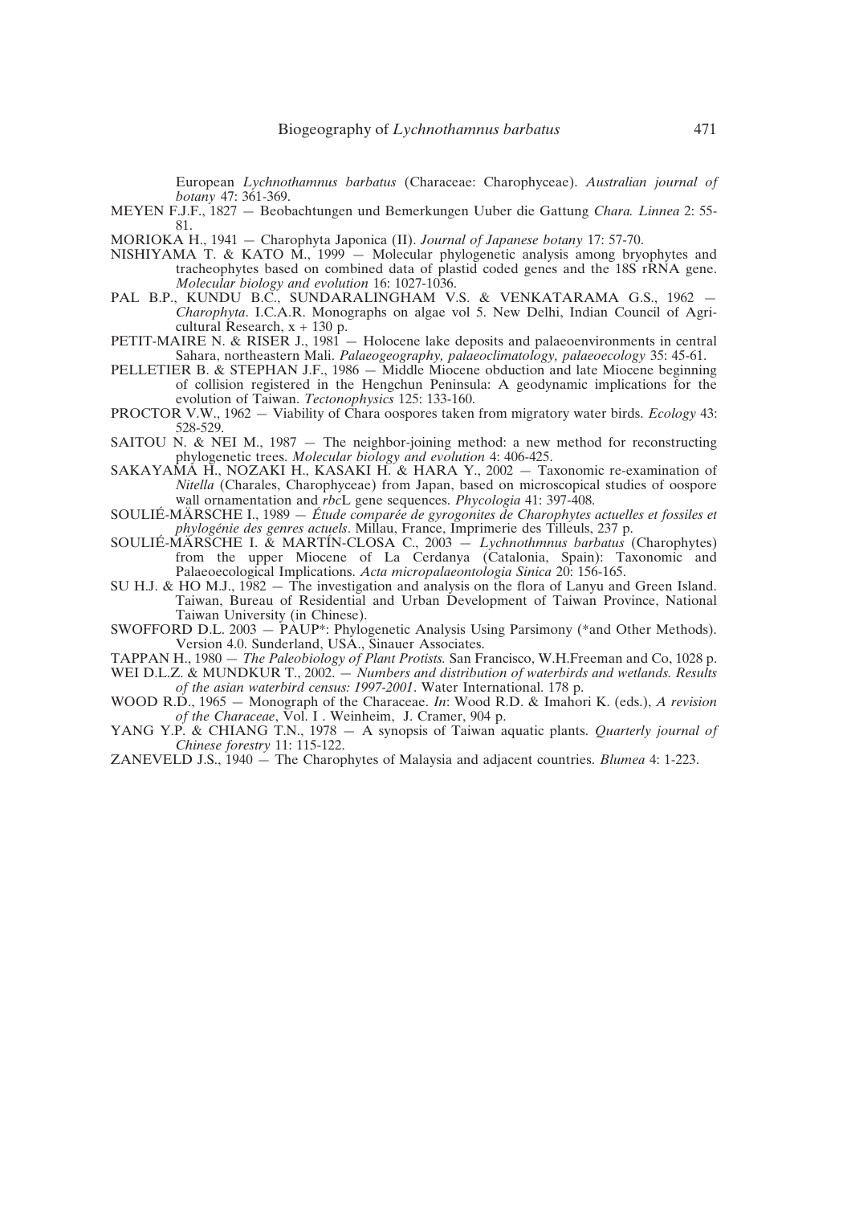European *Lychnothamnus barbatus* (Characeae: Charophyceae). *Australian journal of botany* 47: 361-369.

MEYEN F.J.F., 1827 — Beobachtungen und Bemerkungen Uuber die Gattung *Chara. Linnea* 2: 55-81.

MORIOKA H., 1941 — Charophyta Japonica (II). *Journal of Japanese botany* 17: 57-70.

NISHIYAMA T. & KATO M., 1999 — Molecular phylogenetic analysis among bryophytes and tracheophytes based on combined data of plastid coded genes and the 18S rRNA gene. *Molecular biology and evolution* 16: 1027-1036.

PAL B.P., KUNDU B.C., SUNDARALINGHAM V.S. & VENKATARAMA G.S., 1962 — *Charophyta*. I.C.A.R. Monographs on algae vol 5. New Delhi, Indian Council of Agricultural Research, x + 130 p.

PETIT-MAIRE N. & RISER J., 1981 — Holocene lake deposits and palaeoenvironments in central Sahara, northeastern Mali. *Palaeogeography, palaeoclimatology, palaeoecology* 35: 45-61.

PELLETIER B. & STEPHAN J.F., 1986 — Middle Miocene obduction and late Miocene beginning of collision registered in the Hengchun Peninsula: A geodynamic implications for the evolution of Taiwan. *Tectonophysics* 125: 133-160.

PROCTOR V.W., 1962 — Viability of Chara oospores taken from migratory water birds. *Ecology* 43: 528-529.

SAITOU N. & NEI M., 1987 — The neighbor-joining method: a new method for reconstructing phylogenetic trees. *Molecular biology and evolution* 4: 406-425.

SAKAYAMA H., NOZAKI H., KASAKI H. & HARA Y., 2002 — Taxonomic re-examination of *Nitella* (Charales, Charophyceae) from Japan, based on microscopical studies of oospore wall ornamentation and *rbc*L gene sequences. *Phycologia* 41: 397-408.

SOULIÉ-MÄRSCHE I., 1989 — *Étude comparée de gyrogonites de Charophytes actuelles et fossiles et phylogénie des genres actuels*. Millau, France, Imprimerie des Tilleuls, 237 p.

SOULIÉ-MÄRSCHE I. & MARTÍN-CLOSA C., 2003 — *Lychnothmnus barbatus* (Charophytes) from the upper Miocene of La Cerdanya (Catalonia, Spain): Taxonomic and Palaeoecological Implications. *Acta micropalaeontologia Sinica* 20: 156-165.

SU H.J. & HO M.J., 1982 — The investigation and analysis on the flora of Lanyu and Green Island. Taiwan, Bureau of Residential and Urban Development of Taiwan Province, National Taiwan University (in Chinese).

SWOFFORD D.L. 2003 — PAUP*: Phylogenetic Analysis Using Parsimony (*and Other Methods). Version 4.0. Sunderland, USA., Sinauer Associates.

TAPPAN H., 1980 — *The Paleobiology of Plant Protists.* San Francisco, W.H.Freeman and Co, 1028 p.

WEI D.L.Z. & MUNDKUR T., 2002. — *Numbers and distribution of waterbirds and wetlands. Results of the asian waterbird census: 1997-2001*. Water International. 178 p.

WOOD R.D., 1965 — Monograph of the Characeae. *In*: Wood R.D. & Imahori K. (eds.), *A revision of the Characeae*, Vol. I . Weinheim, J. Cramer, 904 p.

YANG Y.P. & CHIANG T.N., 1978 — A synopsis of Taiwan aquatic plants. *Quarterly journal of Chinese forestry* 11: 115-122.

ZANEVELD J.S., 1940 — The Charophytes of Malaysia and adjacent countries. *Blumea* 4: 1-223.